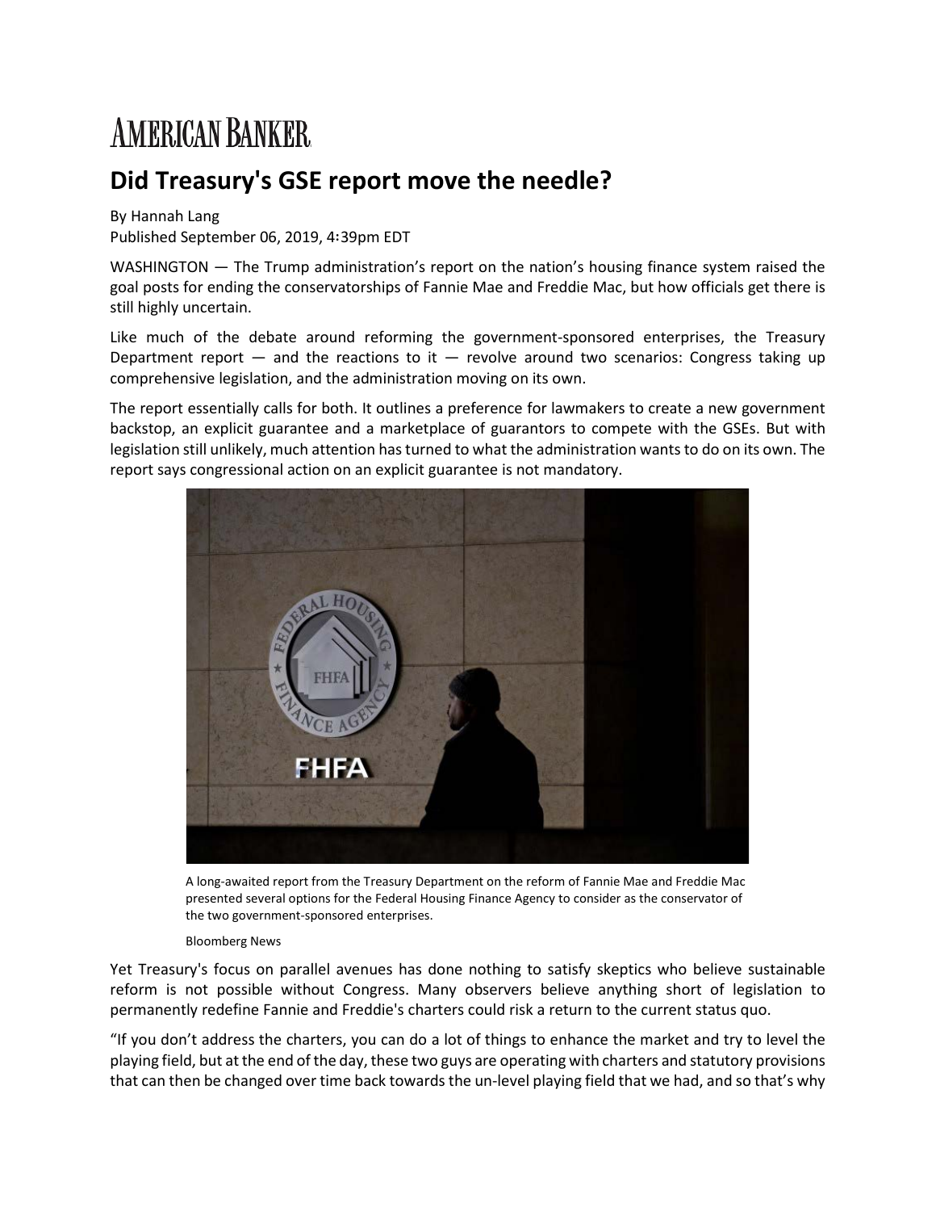AMERICAN BANKER

# Did Treasury's GSE report move the needle?

By Hannah Lang
Published September 06, 2019, 4:39pm EDT

WASHINGTON — The Trump administration's report on the nation's housing finance system raised the goal posts for ending the conservatorships of Fannie Mae and Freddie Mac, but how officials get there is still highly uncertain.

Like much of the debate around reforming the government-sponsored enterprises, the Treasury Department report — and the reactions to it — revolve around two scenarios: Congress taking up comprehensive legislation, and the administration moving on its own.

The report essentially calls for both. It outlines a preference for lawmakers to create a new government backstop, an explicit guarantee and a marketplace of guarantors to compete with the GSEs. But with legislation still unlikely, much attention has turned to what the administration wants to do on its own. The report says congressional action on an explicit guarantee is not mandatory.

A long-awaited report from the Treasury Department on the reform of Fannie Mae and Freddie Mac presented several options for the Federal Housing Finance Agency to consider as the conservator of the two government-sponsored enterprises.

Bloomberg News

Yet Treasury's focus on parallel avenues has done nothing to satisfy skeptics who believe sustainable reform is not possible without Congress. Many observers believe anything short of legislation to permanently redefine Fannie and Freddie's charters could risk a return to the current status quo.

"If you don't address the charters, you can do a lot of things to enhance the market and try to level the playing field, but at the end of the day, these two guys are operating with charters and statutory provisions that can then be changed over time back towards the un-level playing field that we had, and so that's why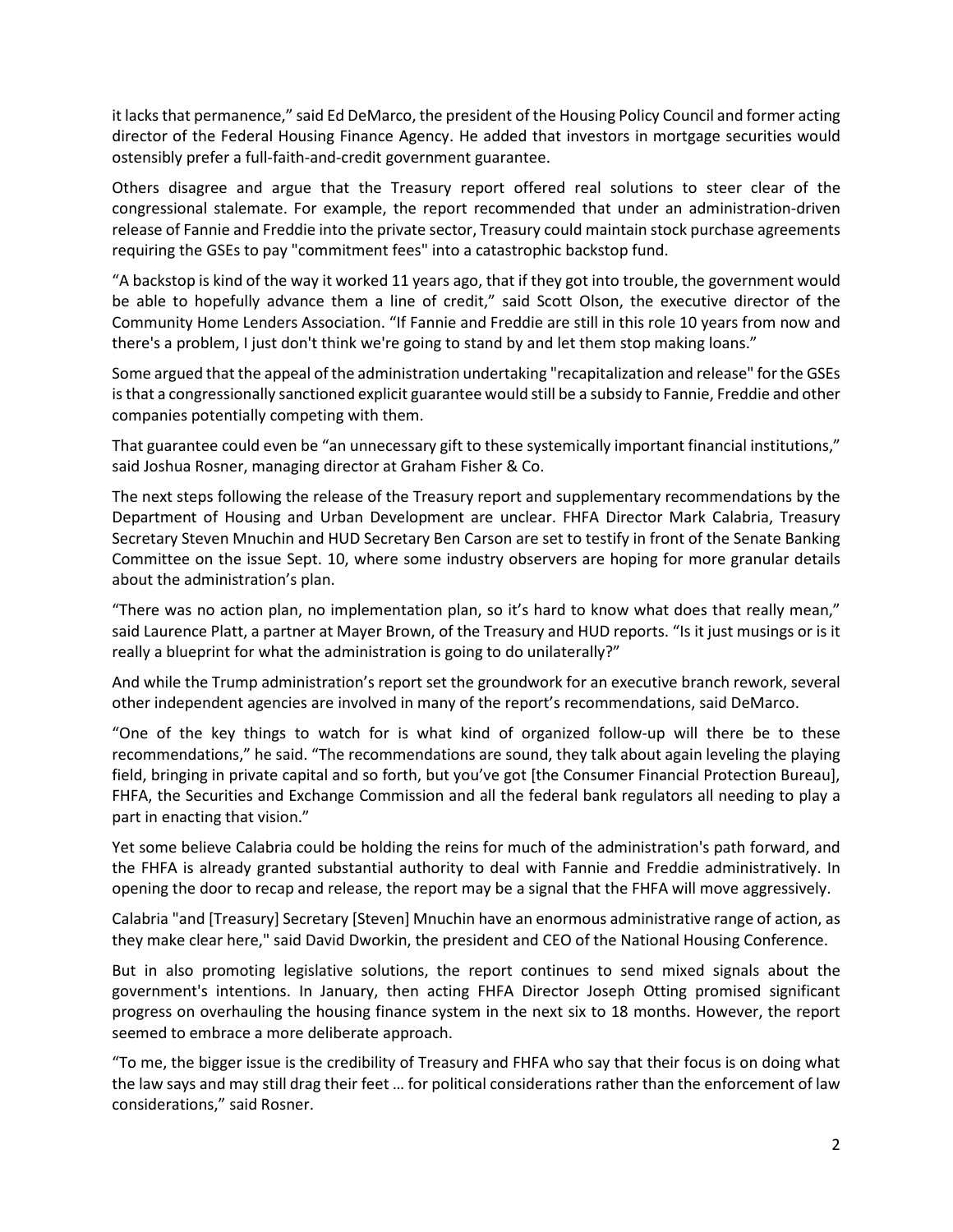it lacks that permanence," said Ed DeMarco, the president of the Housing Policy Council and former acting director of the Federal Housing Finance Agency. He added that investors in mortgage securities would ostensibly prefer a full-faith-and-credit government guarantee.

Others disagree and argue that the Treasury report offered real solutions to steer clear of the congressional stalemate. For example, the report recommended that under an administration-driven release of Fannie and Freddie into the private sector, Treasury could maintain stock purchase agreements requiring the GSEs to pay "commitment fees" into a catastrophic backstop fund.

"A backstop is kind of the way it worked 11 years ago, that if they got into trouble, the government would be able to hopefully advance them a line of credit," said Scott Olson, the executive director of the Community Home Lenders Association. "If Fannie and Freddie are still in this role 10 years from now and there's a problem, I just don't think we're going to stand by and let them stop making loans."

Some argued that the appeal of the administration undertaking "recapitalization and release" for the GSEs is that a congressionally sanctioned explicit guarantee would still be a subsidy to Fannie, Freddie and other companies potentially competing with them.

That guarantee could even be "an unnecessary gift to these systemically important financial institutions," said Joshua Rosner, managing director at Graham Fisher & Co.

The next steps following the release of the Treasury report and supplementary recommendations by the Department of Housing and Urban Development are unclear. FHFA Director Mark Calabria, Treasury Secretary Steven Mnuchin and HUD Secretary Ben Carson are set to testify in front of the Senate Banking Committee on the issue Sept. 10, where some industry observers are hoping for more granular details about the administration's plan.

"There was no action plan, no implementation plan, so it's hard to know what does that really mean," said Laurence Platt, a partner at Mayer Brown, of the Treasury and HUD reports. "Is it just musings or is it really a blueprint for what the administration is going to do unilaterally?"

And while the Trump administration's report set the groundwork for an executive branch rework, several other independent agencies are involved in many of the report's recommendations, said DeMarco.

"One of the key things to watch for is what kind of organized follow-up will there be to these recommendations," he said. "The recommendations are sound, they talk about again leveling the playing field, bringing in private capital and so forth, but you've got [the Consumer Financial Protection Bureau], FHFA, the Securities and Exchange Commission and all the federal bank regulators all needing to play a part in enacting that vision."

Yet some believe Calabria could be holding the reins for much of the administration's path forward, and the FHFA is already granted substantial authority to deal with Fannie and Freddie administratively. In opening the door to recap and release, the report may be a signal that the FHFA will move aggressively.

Calabria "and [Treasury] Secretary [Steven] Mnuchin have an enormous administrative range of action, as they make clear here," said David Dworkin, the president and CEO of the National Housing Conference.

But in also promoting legislative solutions, the report continues to send mixed signals about the government's intentions. In January, then acting FHFA Director Joseph Otting promised significant progress on overhauling the housing finance system in the next six to 18 months. However, the report seemed to embrace a more deliberate approach.

"To me, the bigger issue is the credibility of Treasury and FHFA who say that their focus is on doing what the law says and may still drag their feet … for political considerations rather than the enforcement of law considerations," said Rosner.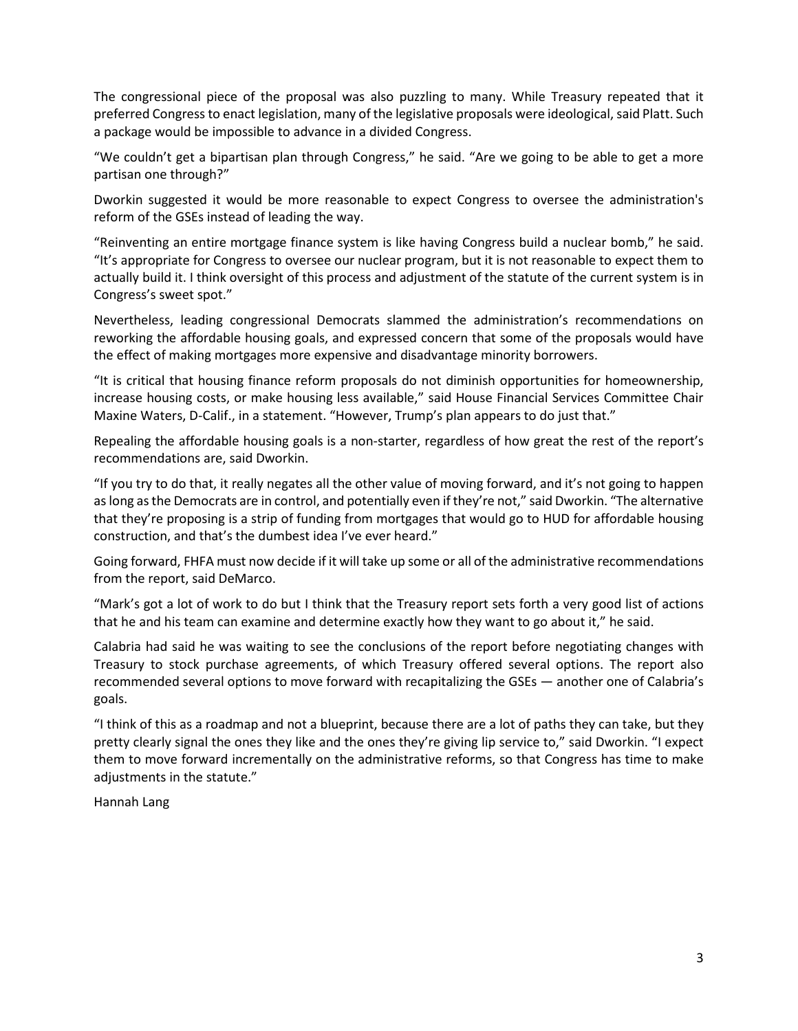The congressional piece of the proposal was also puzzling to many. While Treasury repeated that it preferred Congress to enact legislation, many of the legislative proposals were ideological, said Platt. Such a package would be impossible to advance in a divided Congress.

"We couldn't get a bipartisan plan through Congress," he said. "Are we going to be able to get a more partisan one through?"

Dworkin suggested it would be more reasonable to expect Congress to oversee the administration's reform of the GSEs instead of leading the way.

"Reinventing an entire mortgage finance system is like having Congress build a nuclear bomb," he said. "It's appropriate for Congress to oversee our nuclear program, but it is not reasonable to expect them to actually build it. I think oversight of this process and adjustment of the statute of the current system is in Congress's sweet spot."

Nevertheless, leading congressional Democrats slammed the administration's recommendations on reworking the affordable housing goals, and expressed concern that some of the proposals would have the effect of making mortgages more expensive and disadvantage minority borrowers.

"It is critical that housing finance reform proposals do not diminish opportunities for homeownership, increase housing costs, or make housing less available," said House Financial Services Committee Chair Maxine Waters, D-Calif., in a statement. "However, Trump's plan appears to do just that."

Repealing the affordable housing goals is a non-starter, regardless of how great the rest of the report's recommendations are, said Dworkin.

"If you try to do that, it really negates all the other value of moving forward, and it's not going to happen as long as the Democrats are in control, and potentially even if they're not," said Dworkin. "The alternative that they're proposing is a strip of funding from mortgages that would go to HUD for affordable housing construction, and that's the dumbest idea I've ever heard."

Going forward, FHFA must now decide if it will take up some or all of the administrative recommendations from the report, said DeMarco.

"Mark's got a lot of work to do but I think that the Treasury report sets forth a very good list of actions that he and his team can examine and determine exactly how they want to go about it," he said.

Calabria had said he was waiting to see the conclusions of the report before negotiating changes with Treasury to stock purchase agreements, of which Treasury offered several options. The report also recommended several options to move forward with recapitalizing the GSEs — another one of Calabria's goals.

"I think of this as a roadmap and not a blueprint, because there are a lot of paths they can take, but they pretty clearly signal the ones they like and the ones they're giving lip service to," said Dworkin. "I expect them to move forward incrementally on the administrative reforms, so that Congress has time to make adjustments in the statute."

Hannah Lang